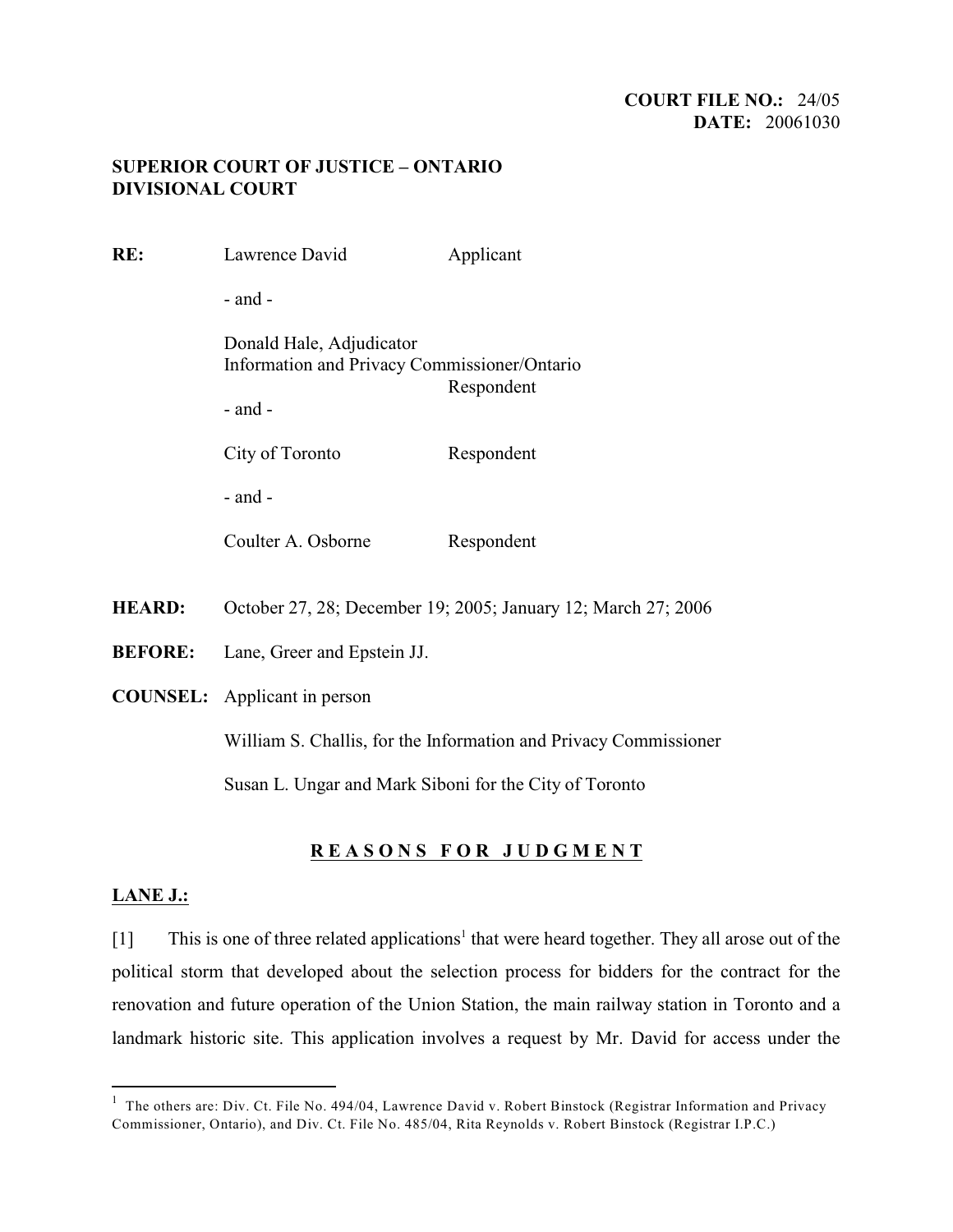**COURT FILE NO.:** 24/05
**DATE:** 20061030

**SUPERIOR COURT OF JUSTICE – ONTARIO**
**DIVISIONAL COURT**

**RE:** Lawrence David — Applicant

- and -

Donald Hale, Adjudicator
Information and Privacy Commissioner/Ontario — Respondent

- and -

City of Toronto — Respondent

- and -

Coulter A. Osborne — Respondent

**HEARD:** October 27, 28; December 19; 2005; January 12; March 27; 2006

**BEFORE:** Lane, Greer and Epstein JJ.

**COUNSEL:** Applicant in person

William S. Challis, for the Information and Privacy Commissioner

Susan L. Ungar and Mark Siboni for the City of Toronto

## REASONS FOR JUDGMENT

**LANE J.:**

[1] This is one of three related applications[1] that were heard together. They all arose out of the political storm that developed about the selection process for bidders for the contract for the renovation and future operation of the Union Station, the main railway station in Toronto and a landmark historic site. This application involves a request by Mr. David for access under the

[1] The others are: Div. Ct. File No. 494/04, Lawrence David v. Robert Binstock (Registrar Information and Privacy Commissioner, Ontario), and Div. Ct. File No. 485/04, Rita Reynolds v. Robert Binstock (Registrar I.P.C.)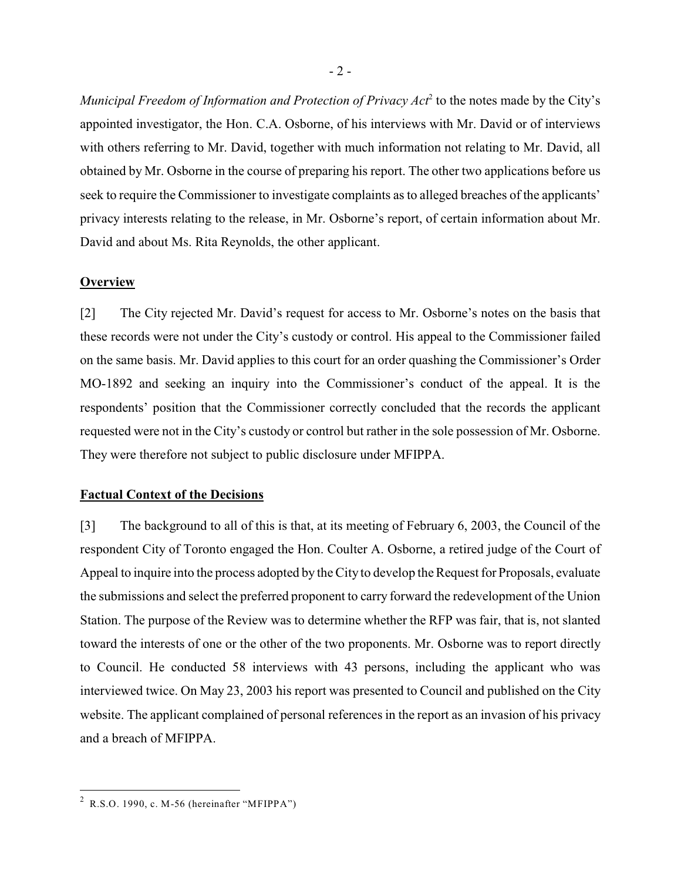*Municipal Freedom of Information and Protection of Privacy Act*[2] to the notes made by the City's appointed investigator, the Hon. C.A. Osborne, of his interviews with Mr. David or of interviews with others referring to Mr. David, together with much information not relating to Mr. David, all obtained by Mr. Osborne in the course of preparing his report. The other two applications before us seek to require the Commissioner to investigate complaints as to alleged breaches of the applicants' privacy interests relating to the release, in Mr. Osborne's report, of certain information about Mr. David and about Ms. Rita Reynolds, the other applicant.

**Overview**

[2] The City rejected Mr. David's request for access to Mr. Osborne's notes on the basis that these records were not under the City's custody or control. His appeal to the Commissioner failed on the same basis. Mr. David applies to this court for an order quashing the Commissioner's Order MO-1892 and seeking an inquiry into the Commissioner's conduct of the appeal. It is the respondents' position that the Commissioner correctly concluded that the records the applicant requested were not in the City's custody or control but rather in the sole possession of Mr. Osborne. They were therefore not subject to public disclosure under MFIPPA.

**Factual Context of the Decisions**

[3] The background to all of this is that, at its meeting of February 6, 2003, the Council of the respondent City of Toronto engaged the Hon. Coulter A. Osborne, a retired judge of the Court of Appeal to inquire into the process adopted by the City to develop the Request for Proposals, evaluate the submissions and select the preferred proponent to carry forward the redevelopment of the Union Station. The purpose of the Review was to determine whether the RFP was fair, that is, not slanted toward the interests of one or the other of the two proponents. Mr. Osborne was to report directly to Council. He conducted 58 interviews with 43 persons, including the applicant who was interviewed twice. On May 23, 2003 his report was presented to Council and published on the City website. The applicant complained of personal references in the report as an invasion of his privacy and a breach of MFIPPA.

---

[2] R.S.O. 1990, c. M-56 (hereinafter "MFIPPA")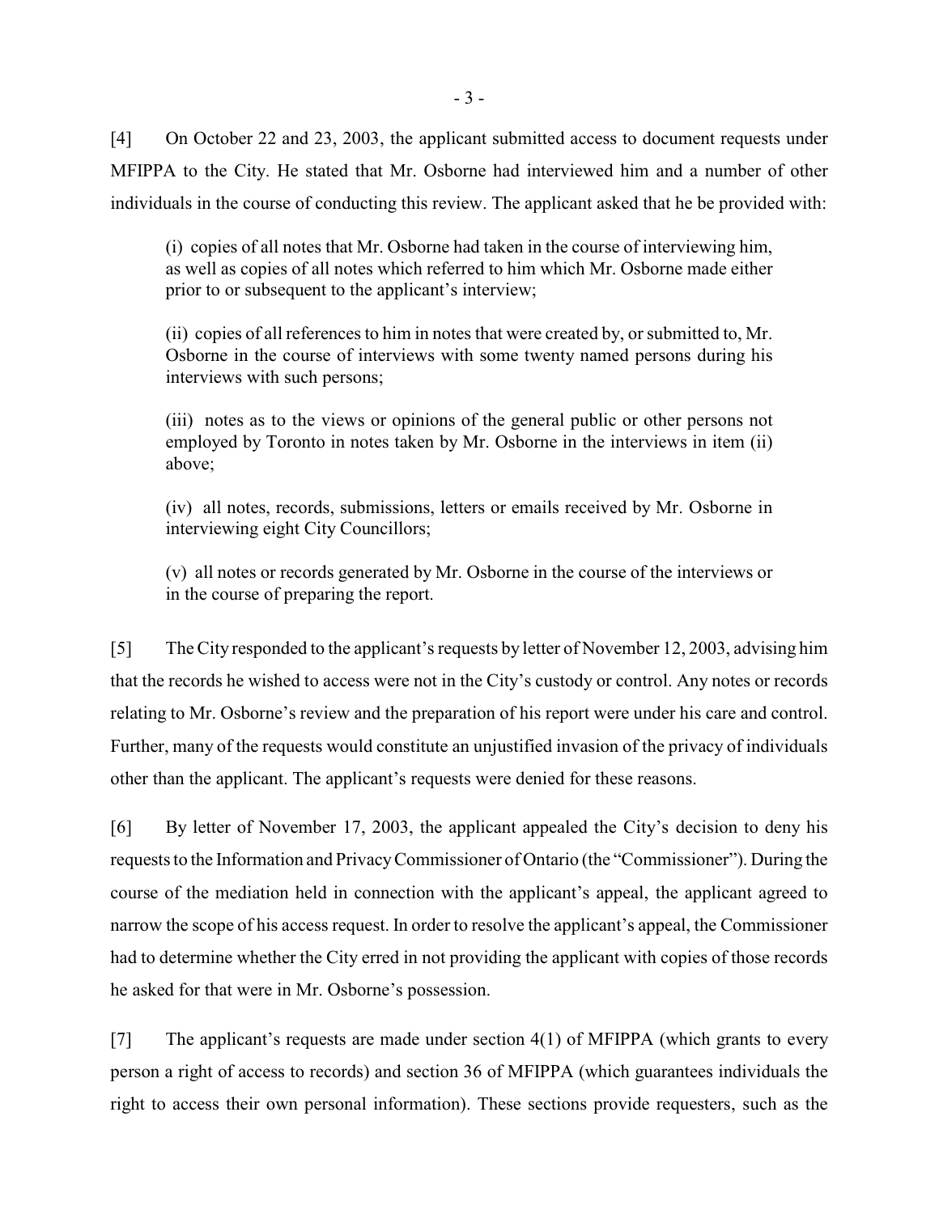[4] On October 22 and 23, 2003, the applicant submitted access to document requests under MFIPPA to the City. He stated that Mr. Osborne had interviewed him and a number of other individuals in the course of conducting this review. The applicant asked that he be provided with:

> (i) copies of all notes that Mr. Osborne had taken in the course of interviewing him, as well as copies of all notes which referred to him which Mr. Osborne made either prior to or subsequent to the applicant's interview;
>
> (ii) copies of all references to him in notes that were created by, or submitted to, Mr. Osborne in the course of interviews with some twenty named persons during his interviews with such persons;
>
> (iii) notes as to the views or opinions of the general public or other persons not employed by Toronto in notes taken by Mr. Osborne in the interviews in item (ii) above;
>
> (iv) all notes, records, submissions, letters or emails received by Mr. Osborne in interviewing eight City Councillors;
>
> (v) all notes or records generated by Mr. Osborne in the course of the interviews or in the course of preparing the report.

[5] The City responded to the applicant's requests by letter of November 12, 2003, advising him that the records he wished to access were not in the City's custody or control. Any notes or records relating to Mr. Osborne's review and the preparation of his report were under his care and control. Further, many of the requests would constitute an unjustified invasion of the privacy of individuals other than the applicant. The applicant's requests were denied for these reasons.

[6] By letter of November 17, 2003, the applicant appealed the City's decision to deny his requests to the Information and Privacy Commissioner of Ontario (the "Commissioner"). During the course of the mediation held in connection with the applicant's appeal, the applicant agreed to narrow the scope of his access request. In order to resolve the applicant's appeal, the Commissioner had to determine whether the City erred in not providing the applicant with copies of those records he asked for that were in Mr. Osborne's possession.

[7] The applicant's requests are made under section 4(1) of MFIPPA (which grants to every person a right of access to records) and section 36 of MFIPPA (which guarantees individuals the right to access their own personal information). These sections provide requesters, such as the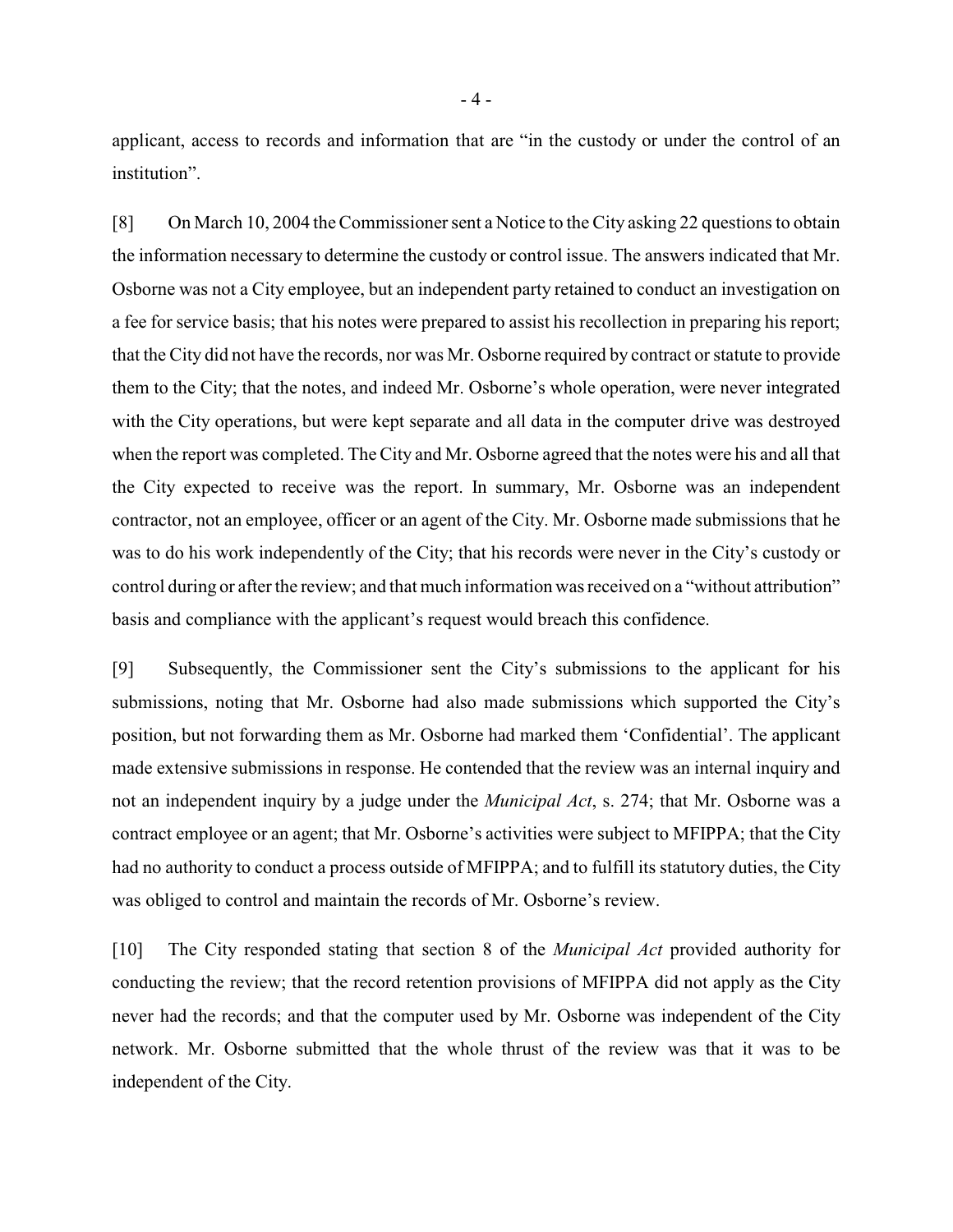applicant, access to records and information that are "in the custody or under the control of an institution".

[8] On March 10, 2004 the Commissioner sent a Notice to the City asking 22 questions to obtain the information necessary to determine the custody or control issue. The answers indicated that Mr. Osborne was not a City employee, but an independent party retained to conduct an investigation on a fee for service basis; that his notes were prepared to assist his recollection in preparing his report; that the City did not have the records, nor was Mr. Osborne required by contract or statute to provide them to the City; that the notes, and indeed Mr. Osborne's whole operation, were never integrated with the City operations, but were kept separate and all data in the computer drive was destroyed when the report was completed. The City and Mr. Osborne agreed that the notes were his and all that the City expected to receive was the report. In summary, Mr. Osborne was an independent contractor, not an employee, officer or an agent of the City. Mr. Osborne made submissions that he was to do his work independently of the City; that his records were never in the City's custody or control during or after the review; and that much information was received on a "without attribution" basis and compliance with the applicant's request would breach this confidence.

[9] Subsequently, the Commissioner sent the City's submissions to the applicant for his submissions, noting that Mr. Osborne had also made submissions which supported the City's position, but not forwarding them as Mr. Osborne had marked them 'Confidential'. The applicant made extensive submissions in response. He contended that the review was an internal inquiry and not an independent inquiry by a judge under the *Municipal Act*, s. 274; that Mr. Osborne was a contract employee or an agent; that Mr. Osborne's activities were subject to MFIPPA; that the City had no authority to conduct a process outside of MFIPPA; and to fulfill its statutory duties, the City was obliged to control and maintain the records of Mr. Osborne's review.

[10] The City responded stating that section 8 of the *Municipal Act* provided authority for conducting the review; that the record retention provisions of MFIPPA did not apply as the City never had the records; and that the computer used by Mr. Osborne was independent of the City network. Mr. Osborne submitted that the whole thrust of the review was that it was to be independent of the City.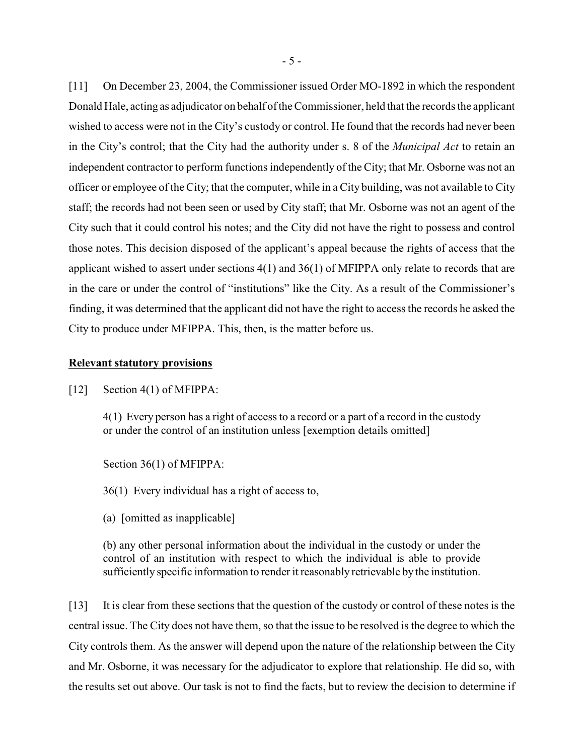[11] On December 23, 2004, the Commissioner issued Order MO-1892 in which the respondent Donald Hale, acting as adjudicator on behalf of the Commissioner, held that the records the applicant wished to access were not in the City's custody or control. He found that the records had never been in the City's control; that the City had the authority under s. 8 of the *Municipal Act* to retain an independent contractor to perform functions independently of the City; that Mr. Osborne was not an officer or employee of the City; that the computer, while in a City building, was not available to City staff; the records had not been seen or used by City staff; that Mr. Osborne was not an agent of the City such that it could control his notes; and the City did not have the right to possess and control those notes. This decision disposed of the applicant's appeal because the rights of access that the applicant wished to assert under sections 4(1) and 36(1) of MFIPPA only relate to records that are in the care or under the control of "institutions" like the City. As a result of the Commissioner's finding, it was determined that the applicant did not have the right to access the records he asked the City to produce under MFIPPA. This, then, is the matter before us.

**Relevant statutory provisions**

[12] Section 4(1) of MFIPPA:

> 4(1) Every person has a right of access to a record or a part of a record in the custody or under the control of an institution unless [exemption details omitted]

Section 36(1) of MFIPPA:

> 36(1) Every individual has a right of access to,
>
> (a) [omitted as inapplicable]
>
> (b) any other personal information about the individual in the custody or under the control of an institution with respect to which the individual is able to provide sufficiently specific information to render it reasonably retrievable by the institution.

[13] It is clear from these sections that the question of the custody or control of these notes is the central issue. The City does not have them, so that the issue to be resolved is the degree to which the City controls them. As the answer will depend upon the nature of the relationship between the City and Mr. Osborne, it was necessary for the adjudicator to explore that relationship. He did so, with the results set out above. Our task is not to find the facts, but to review the decision to determine if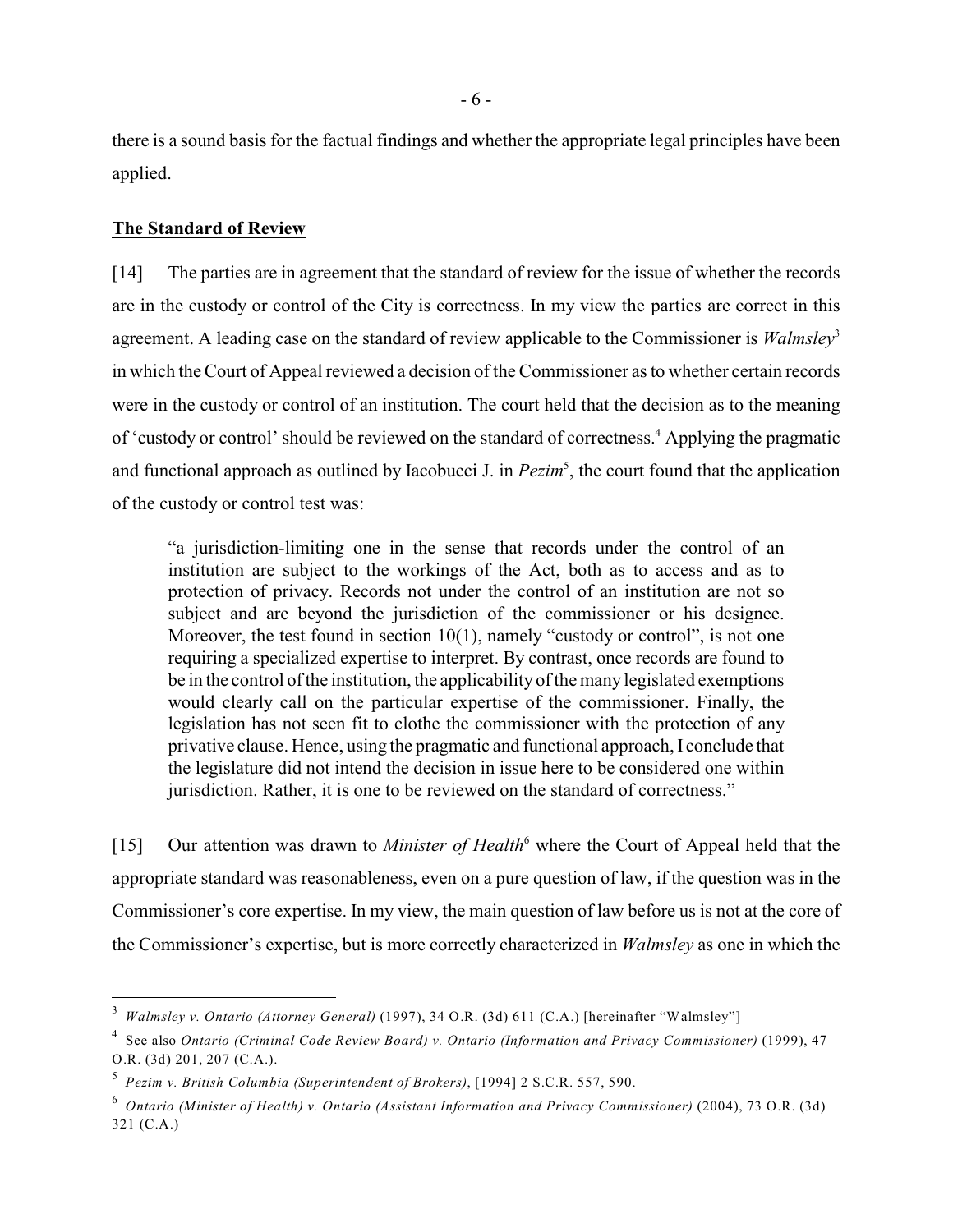there is a sound basis for the factual findings and whether the appropriate legal principles have been applied.

**The Standard of Review**

[14] The parties are in agreement that the standard of review for the issue of whether the records are in the custody or control of the City is correctness. In my view the parties are correct in this agreement. A leading case on the standard of review applicable to the Commissioner is *Walmsley*[3] in which the Court of Appeal reviewed a decision of the Commissioner as to whether certain records were in the custody or control of an institution. The court held that the decision as to the meaning of 'custody or control' should be reviewed on the standard of correctness.[4] Applying the pragmatic and functional approach as outlined by Iacobucci J. in *Pezim*[5], the court found that the application of the custody or control test was:

> "a jurisdiction-limiting one in the sense that records under the control of an institution are subject to the workings of the Act, both as to access and as to protection of privacy. Records not under the control of an institution are not so subject and are beyond the jurisdiction of the commissioner or his designee. Moreover, the test found in section 10(1), namely "custody or control", is not one requiring a specialized expertise to interpret. By contrast, once records are found to be in the control of the institution, the applicability of the many legislated exemptions would clearly call on the particular expertise of the commissioner. Finally, the legislation has not seen fit to clothe the commissioner with the protection of any privative clause. Hence, using the pragmatic and functional approach, I conclude that the legislature did not intend the decision in issue here to be considered one within jurisdiction. Rather, it is one to be reviewed on the standard of correctness."

[15] Our attention was drawn to *Minister of Health*[6] where the Court of Appeal held that the appropriate standard was reasonableness, even on a pure question of law, if the question was in the Commissioner's core expertise. In my view, the main question of law before us is not at the core of the Commissioner's expertise, but is more correctly characterized in *Walmsley* as one in which the

---

[3] *Walmsley v. Ontario (Attorney General)* (1997), 34 O.R. (3d) 611 (C.A.) [hereinafter "Walmsley"]

[4] See also *Ontario (Criminal Code Review Board) v. Ontario (Information and Privacy Commissioner)* (1999), 47 O.R. (3d) 201, 207 (C.A.).

[5] *Pezim v. British Columbia (Superintendent of Brokers)*, [1994] 2 S.C.R. 557, 590.

[6] *Ontario (Minister of Health) v. Ontario (Assistant Information and Privacy Commissioner)* (2004), 73 O.R. (3d) 321 (C.A.)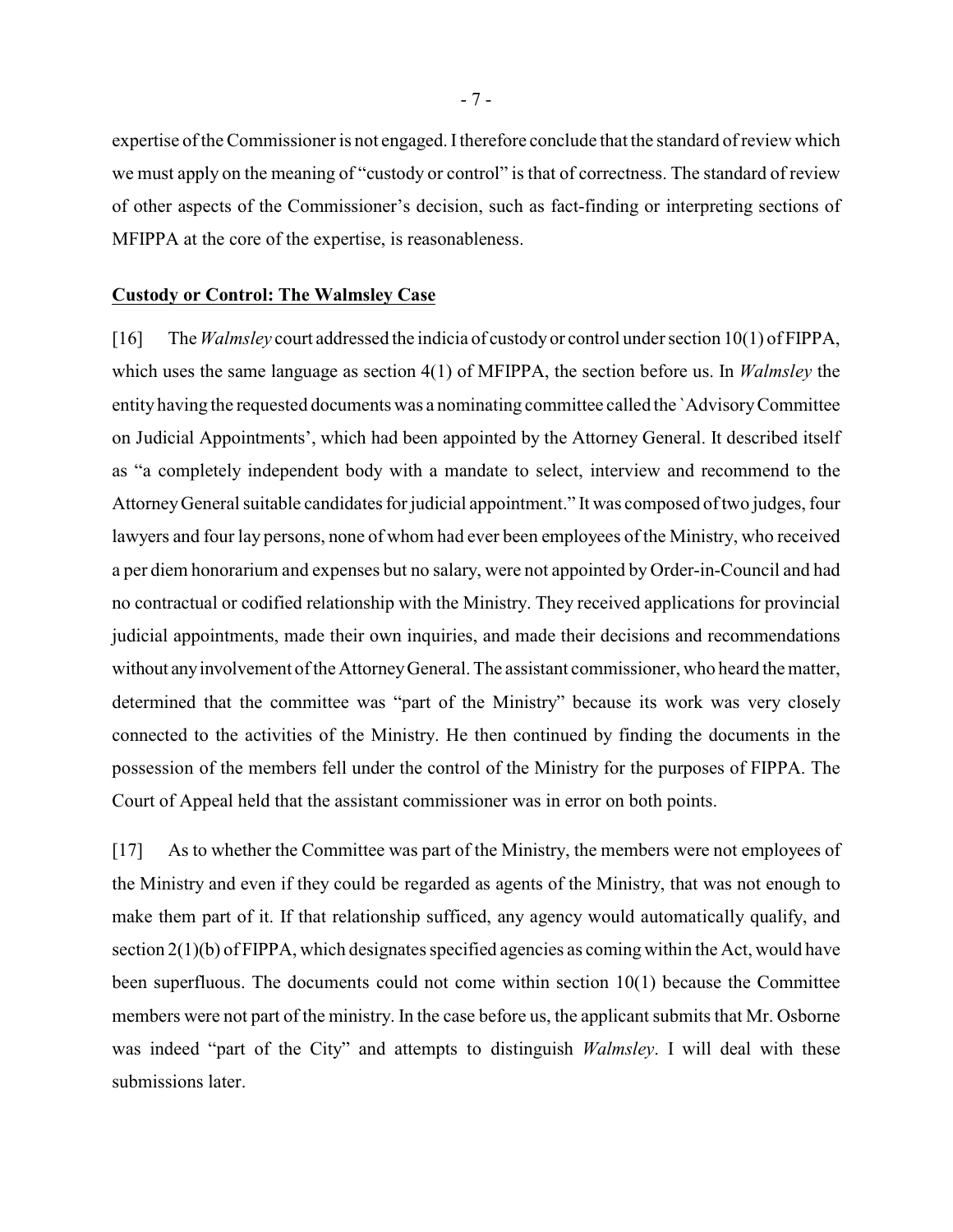expertise of the Commissioner is not engaged. I therefore conclude that the standard of review which we must apply on the meaning of "custody or control" is that of correctness. The standard of review of other aspects of the Commissioner's decision, such as fact-finding or interpreting sections of MFIPPA at the core of the expertise, is reasonableness.

**Custody or Control: The Walmsley Case**

[16] The *Walmsley* court addressed the indicia of custody or control under section 10(1) of FIPPA, which uses the same language as section 4(1) of MFIPPA, the section before us. In *Walmsley* the entity having the requested documents was a nominating committee called the `Advisory Committee on Judicial Appointments', which had been appointed by the Attorney General. It described itself as "a completely independent body with a mandate to select, interview and recommend to the Attorney General suitable candidates for judicial appointment." It was composed of two judges, four lawyers and four lay persons, none of whom had ever been employees of the Ministry, who received a per diem honorarium and expenses but no salary, were not appointed by Order-in-Council and had no contractual or codified relationship with the Ministry. They received applications for provincial judicial appointments, made their own inquiries, and made their decisions and recommendations without any involvement of the Attorney General. The assistant commissioner, who heard the matter, determined that the committee was "part of the Ministry" because its work was very closely connected to the activities of the Ministry. He then continued by finding the documents in the possession of the members fell under the control of the Ministry for the purposes of FIPPA. The Court of Appeal held that the assistant commissioner was in error on both points.

[17] As to whether the Committee was part of the Ministry, the members were not employees of the Ministry and even if they could be regarded as agents of the Ministry, that was not enough to make them part of it. If that relationship sufficed, any agency would automatically qualify, and section 2(1)(b) of FIPPA, which designates specified agencies as coming within the Act, would have been superfluous. The documents could not come within section 10(1) because the Committee members were not part of the ministry. In the case before us, the applicant submits that Mr. Osborne was indeed "part of the City" and attempts to distinguish *Walmsley*. I will deal with these submissions later.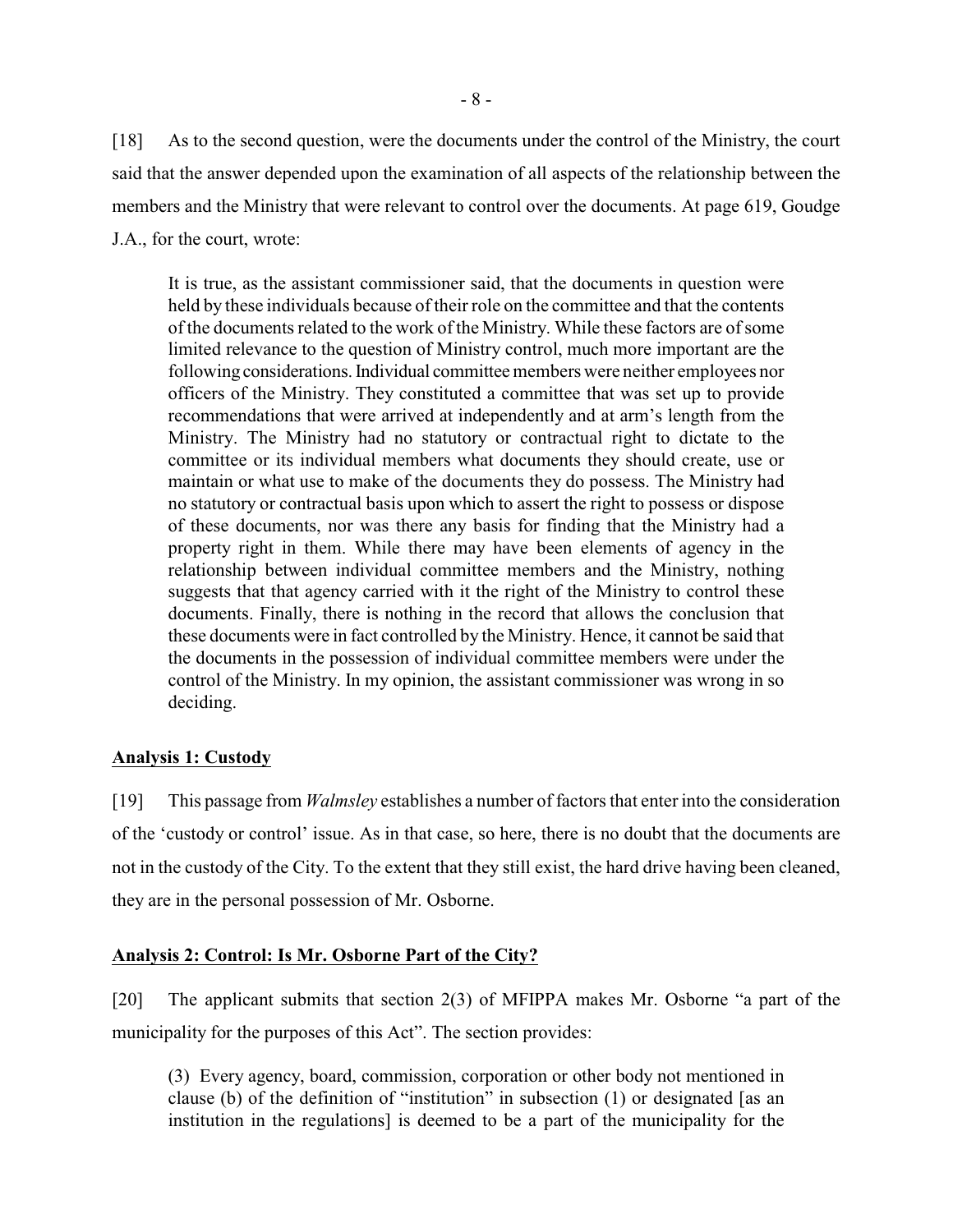[18] As to the second question, were the documents under the control of the Ministry, the court said that the answer depended upon the examination of all aspects of the relationship between the members and the Ministry that were relevant to control over the documents. At page 619, Goudge J.A., for the court, wrote:

> It is true, as the assistant commissioner said, that the documents in question were held by these individuals because of their role on the committee and that the contents of the documents related to the work of the Ministry. While these factors are of some limited relevance to the question of Ministry control, much more important are the following considerations. Individual committee members were neither employees nor officers of the Ministry. They constituted a committee that was set up to provide recommendations that were arrived at independently and at arm's length from the Ministry. The Ministry had no statutory or contractual right to dictate to the committee or its individual members what documents they should create, use or maintain or what use to make of the documents they do possess. The Ministry had no statutory or contractual basis upon which to assert the right to possess or dispose of these documents, nor was there any basis for finding that the Ministry had a property right in them. While there may have been elements of agency in the relationship between individual committee members and the Ministry, nothing suggests that that agency carried with it the right of the Ministry to control these documents. Finally, there is nothing in the record that allows the conclusion that these documents were in fact controlled by the Ministry. Hence, it cannot be said that the documents in the possession of individual committee members were under the control of the Ministry. In my opinion, the assistant commissioner was wrong in so deciding.

**<u>Analysis 1: Custody</u>**

[19] This passage from *Walmsley* establishes a number of factors that enter into the consideration of the 'custody or control' issue. As in that case, so here, there is no doubt that the documents are not in the custody of the City. To the extent that they still exist, the hard drive having been cleaned, they are in the personal possession of Mr. Osborne.

**<u>Analysis 2: Control: Is Mr. Osborne Part of the City?</u>**

[20] The applicant submits that section 2(3) of MFIPPA makes Mr. Osborne "a part of the municipality for the purposes of this Act". The section provides:

> (3) Every agency, board, commission, corporation or other body not mentioned in clause (b) of the definition of "institution" in subsection (1) or designated [as an institution in the regulations] is deemed to be a part of the municipality for the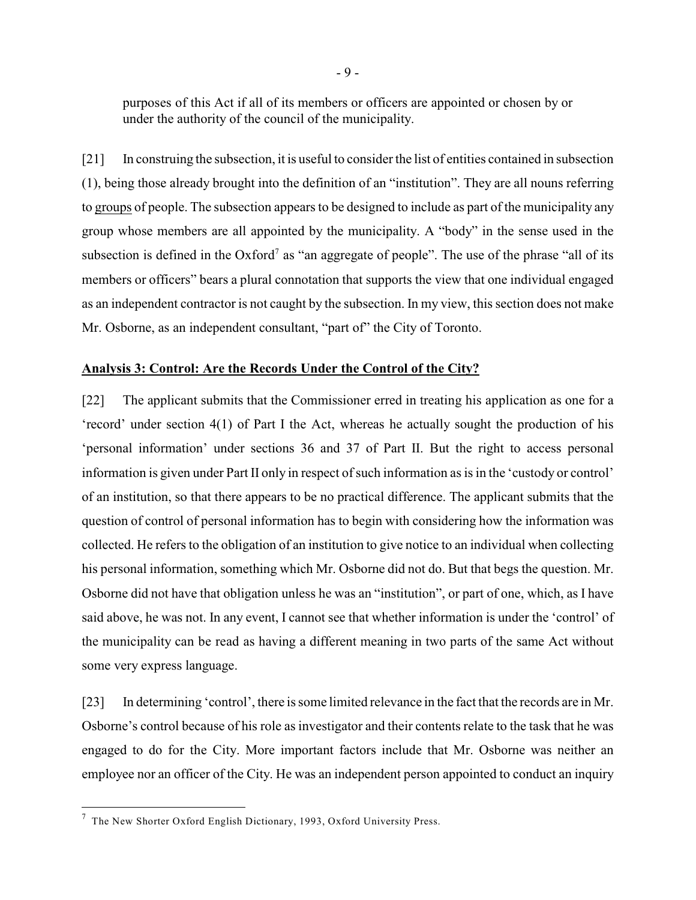purposes of this Act if all of its members or officers are appointed or chosen by or under the authority of the council of the municipality.

[21] In construing the subsection, it is useful to consider the list of entities contained in subsection (1), being those already brought into the definition of an "institution". They are all nouns referring to groups of people. The subsection appears to be designed to include as part of the municipality any group whose members are all appointed by the municipality. A "body" in the sense used in the subsection is defined in the Oxford[7] as "an aggregate of people". The use of the phrase "all of its members or officers" bears a plural connotation that supports the view that one individual engaged as an independent contractor is not caught by the subsection. In my view, this section does not make Mr. Osborne, as an independent consultant, "part of" the City of Toronto.

**Analysis 3: Control: Are the Records Under the Control of the City?**

[22] The applicant submits that the Commissioner erred in treating his application as one for a 'record' under section 4(1) of Part I the Act, whereas he actually sought the production of his 'personal information' under sections 36 and 37 of Part II. But the right to access personal information is given under Part II only in respect of such information as is in the 'custody or control' of an institution, so that there appears to be no practical difference. The applicant submits that the question of control of personal information has to begin with considering how the information was collected. He refers to the obligation of an institution to give notice to an individual when collecting his personal information, something which Mr. Osborne did not do. But that begs the question. Mr. Osborne did not have that obligation unless he was an "institution", or part of one, which, as I have said above, he was not. In any event, I cannot see that whether information is under the 'control' of the municipality can be read as having a different meaning in two parts of the same Act without some very express language.

[23] In determining 'control', there is some limited relevance in the fact that the records are in Mr. Osborne's control because of his role as investigator and their contents relate to the task that he was engaged to do for the City. More important factors include that Mr. Osborne was neither an employee nor an officer of the City. He was an independent person appointed to conduct an inquiry

[7] The New Shorter Oxford English Dictionary, 1993, Oxford University Press.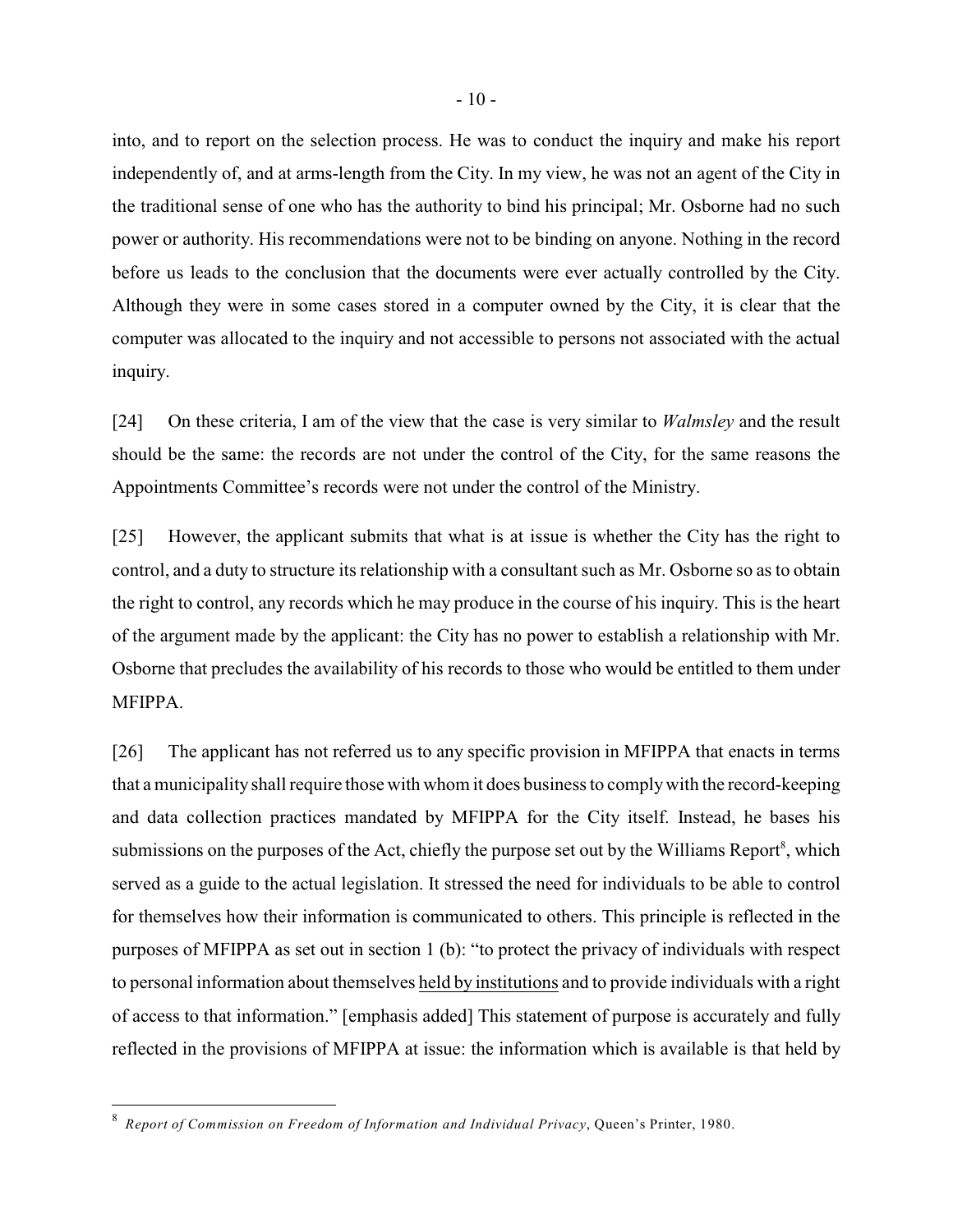into, and to report on the selection process. He was to conduct the inquiry and make his report independently of, and at arms-length from the City. In my view, he was not an agent of the City in the traditional sense of one who has the authority to bind his principal; Mr. Osborne had no such power or authority. His recommendations were not to be binding on anyone. Nothing in the record before us leads to the conclusion that the documents were ever actually controlled by the City. Although they were in some cases stored in a computer owned by the City, it is clear that the computer was allocated to the inquiry and not accessible to persons not associated with the actual inquiry.

[24] On these criteria, I am of the view that the case is very similar to *Walmsley* and the result should be the same: the records are not under the control of the City, for the same reasons the Appointments Committee's records were not under the control of the Ministry.

[25] However, the applicant submits that what is at issue is whether the City has the right to control, and a duty to structure its relationship with a consultant such as Mr. Osborne so as to obtain the right to control, any records which he may produce in the course of his inquiry. This is the heart of the argument made by the applicant: the City has no power to establish a relationship with Mr. Osborne that precludes the availability of his records to those who would be entitled to them under MFIPPA.

[26] The applicant has not referred us to any specific provision in MFIPPA that enacts in terms that a municipality shall require those with whom it does business to comply with the record-keeping and data collection practices mandated by MFIPPA for the City itself. Instead, he bases his submissions on the purposes of the Act, chiefly the purpose set out by the Williams Report[8], which served as a guide to the actual legislation. It stressed the need for individuals to be able to control for themselves how their information is communicated to others. This principle is reflected in the purposes of MFIPPA as set out in section 1 (b): "to protect the privacy of individuals with respect to personal information about themselves <u>held by institutions</u> and to provide individuals with a right of access to that information." [emphasis added] This statement of purpose is accurately and fully reflected in the provisions of MFIPPA at issue: the information which is available is that held by

[8] *Report of Commission on Freedom of Information and Individual Privacy*, Queen's Printer, 1980.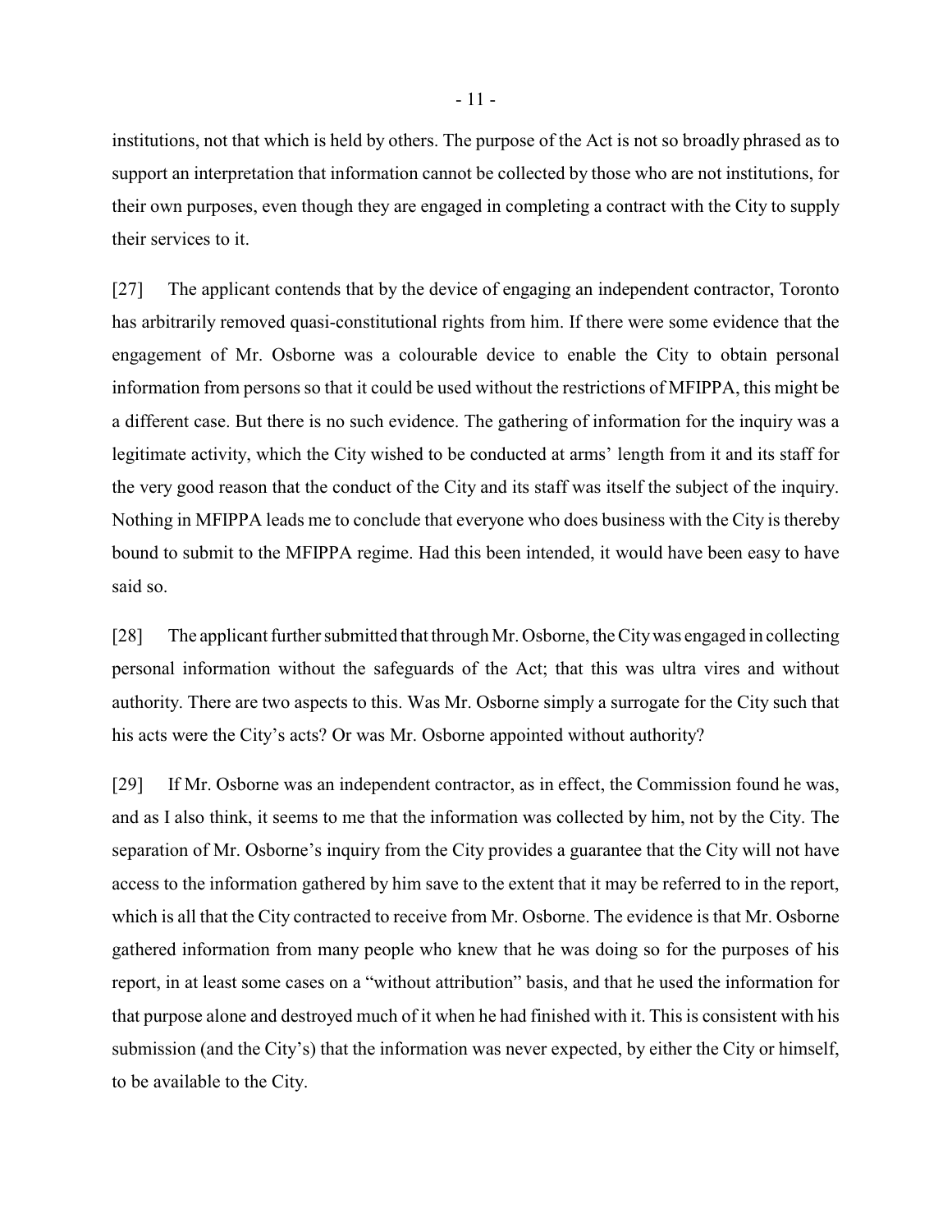institutions, not that which is held by others. The purpose of the Act is not so broadly phrased as to support an interpretation that information cannot be collected by those who are not institutions, for their own purposes, even though they are engaged in completing a contract with the City to supply their services to it.

[27] The applicant contends that by the device of engaging an independent contractor, Toronto has arbitrarily removed quasi-constitutional rights from him. If there were some evidence that the engagement of Mr. Osborne was a colourable device to enable the City to obtain personal information from persons so that it could be used without the restrictions of MFIPPA, this might be a different case. But there is no such evidence. The gathering of information for the inquiry was a legitimate activity, which the City wished to be conducted at arms' length from it and its staff for the very good reason that the conduct of the City and its staff was itself the subject of the inquiry. Nothing in MFIPPA leads me to conclude that everyone who does business with the City is thereby bound to submit to the MFIPPA regime. Had this been intended, it would have been easy to have said so.

[28] The applicant further submitted that through Mr. Osborne, the City was engaged in collecting personal information without the safeguards of the Act; that this was ultra vires and without authority. There are two aspects to this. Was Mr. Osborne simply a surrogate for the City such that his acts were the City's acts? Or was Mr. Osborne appointed without authority?

[29] If Mr. Osborne was an independent contractor, as in effect, the Commission found he was, and as I also think, it seems to me that the information was collected by him, not by the City. The separation of Mr. Osborne's inquiry from the City provides a guarantee that the City will not have access to the information gathered by him save to the extent that it may be referred to in the report, which is all that the City contracted to receive from Mr. Osborne. The evidence is that Mr. Osborne gathered information from many people who knew that he was doing so for the purposes of his report, in at least some cases on a "without attribution" basis, and that he used the information for that purpose alone and destroyed much of it when he had finished with it. This is consistent with his submission (and the City's) that the information was never expected, by either the City or himself, to be available to the City.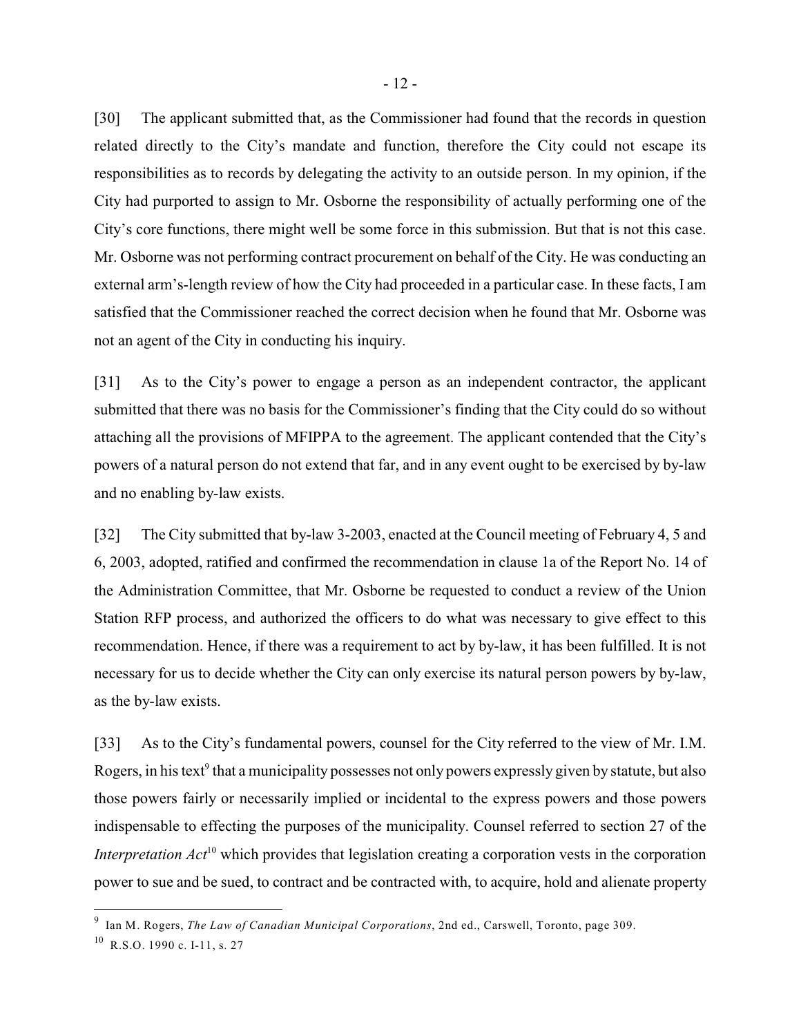[30] The applicant submitted that, as the Commissioner had found that the records in question related directly to the City's mandate and function, therefore the City could not escape its responsibilities as to records by delegating the activity to an outside person. In my opinion, if the City had purported to assign to Mr. Osborne the responsibility of actually performing one of the City's core functions, there might well be some force in this submission. But that is not this case. Mr. Osborne was not performing contract procurement on behalf of the City. He was conducting an external arm's-length review of how the City had proceeded in a particular case. In these facts, I am satisfied that the Commissioner reached the correct decision when he found that Mr. Osborne was not an agent of the City in conducting his inquiry.

[31] As to the City's power to engage a person as an independent contractor, the applicant submitted that there was no basis for the Commissioner's finding that the City could do so without attaching all the provisions of MFIPPA to the agreement. The applicant contended that the City's powers of a natural person do not extend that far, and in any event ought to be exercised by by-law and no enabling by-law exists.

[32] The City submitted that by-law 3-2003, enacted at the Council meeting of February 4, 5 and 6, 2003, adopted, ratified and confirmed the recommendation in clause 1a of the Report No. 14 of the Administration Committee, that Mr. Osborne be requested to conduct a review of the Union Station RFP process, and authorized the officers to do what was necessary to give effect to this recommendation. Hence, if there was a requirement to act by by-law, it has been fulfilled. It is not necessary for us to decide whether the City can only exercise its natural person powers by by-law, as the by-law exists.

[33] As to the City's fundamental powers, counsel for the City referred to the view of Mr. I.M. Rogers, in his text[9] that a municipality possesses not only powers expressly given by statute, but also those powers fairly or necessarily implied or incidental to the express powers and those powers indispensable to effecting the purposes of the municipality. Counsel referred to section 27 of the *Interpretation Act*[10] which provides that legislation creating a corporation vests in the corporation power to sue and be sued, to contract and be contracted with, to acquire, hold and alienate property

---

[9] Ian M. Rogers, *The Law of Canadian Municipal Corporations*, 2nd ed., Carswell, Toronto, page 309.

[10] R.S.O. 1990 c. I-11, s. 27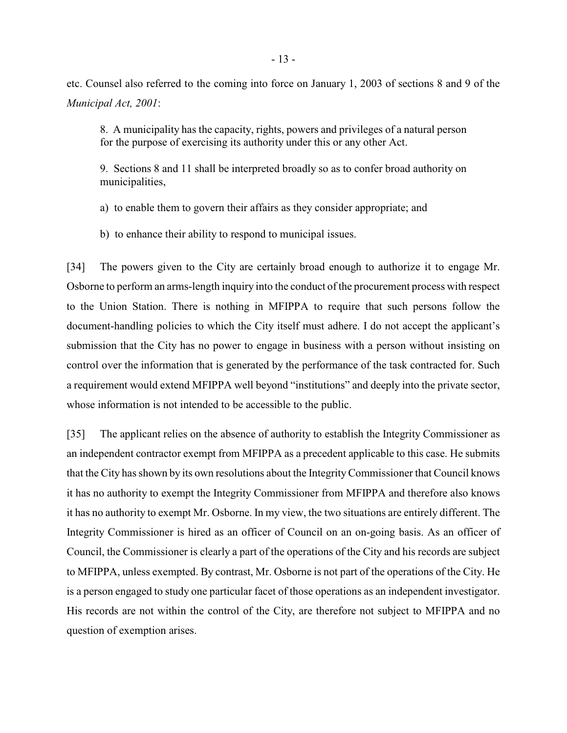etc. Counsel also referred to the coming into force on January 1, 2003 of sections 8 and 9 of the *Municipal Act, 2001*:

> 8. A municipality has the capacity, rights, powers and privileges of a natural person for the purpose of exercising its authority under this or any other Act.
>
> 9. Sections 8 and 11 shall be interpreted broadly so as to confer broad authority on municipalities,
>
> a) to enable them to govern their affairs as they consider appropriate; and
>
> b) to enhance their ability to respond to municipal issues.

[34] The powers given to the City are certainly broad enough to authorize it to engage Mr. Osborne to perform an arms-length inquiry into the conduct of the procurement process with respect to the Union Station. There is nothing in MFIPPA to require that such persons follow the document-handling policies to which the City itself must adhere. I do not accept the applicant's submission that the City has no power to engage in business with a person without insisting on control over the information that is generated by the performance of the task contracted for. Such a requirement would extend MFIPPA well beyond "institutions" and deeply into the private sector, whose information is not intended to be accessible to the public.

[35] The applicant relies on the absence of authority to establish the Integrity Commissioner as an independent contractor exempt from MFIPPA as a precedent applicable to this case. He submits that the City has shown by its own resolutions about the Integrity Commissioner that Council knows it has no authority to exempt the Integrity Commissioner from MFIPPA and therefore also knows it has no authority to exempt Mr. Osborne. In my view, the two situations are entirely different. The Integrity Commissioner is hired as an officer of Council on an on-going basis. As an officer of Council, the Commissioner is clearly a part of the operations of the City and his records are subject to MFIPPA, unless exempted. By contrast, Mr. Osborne is not part of the operations of the City. He is a person engaged to study one particular facet of those operations as an independent investigator. His records are not within the control of the City, are therefore not subject to MFIPPA and no question of exemption arises.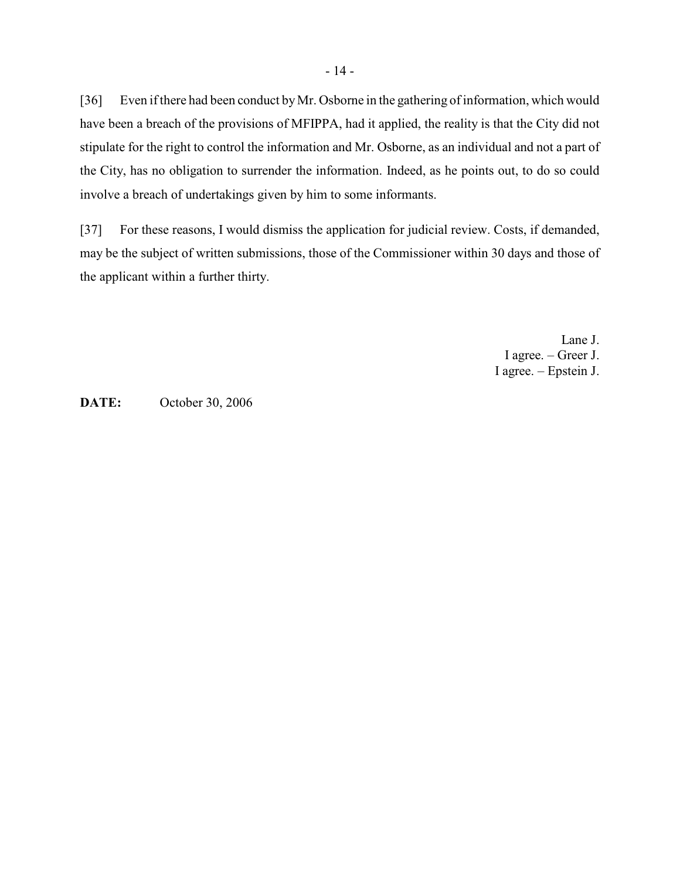[36] Even if there had been conduct by Mr. Osborne in the gathering of information, which would have been a breach of the provisions of MFIPPA, had it applied, the reality is that the City did not stipulate for the right to control the information and Mr. Osborne, as an individual and not a part of the City, has no obligation to surrender the information. Indeed, as he points out, to do so could involve a breach of undertakings given by him to some informants.

[37] For these reasons, I would dismiss the application for judicial review. Costs, if demanded, may be the subject of written submissions, those of the Commissioner within 30 days and those of the applicant within a further thirty.

Lane J.
I agree. – Greer J.
I agree. – Epstein J.

**DATE:** October 30, 2006